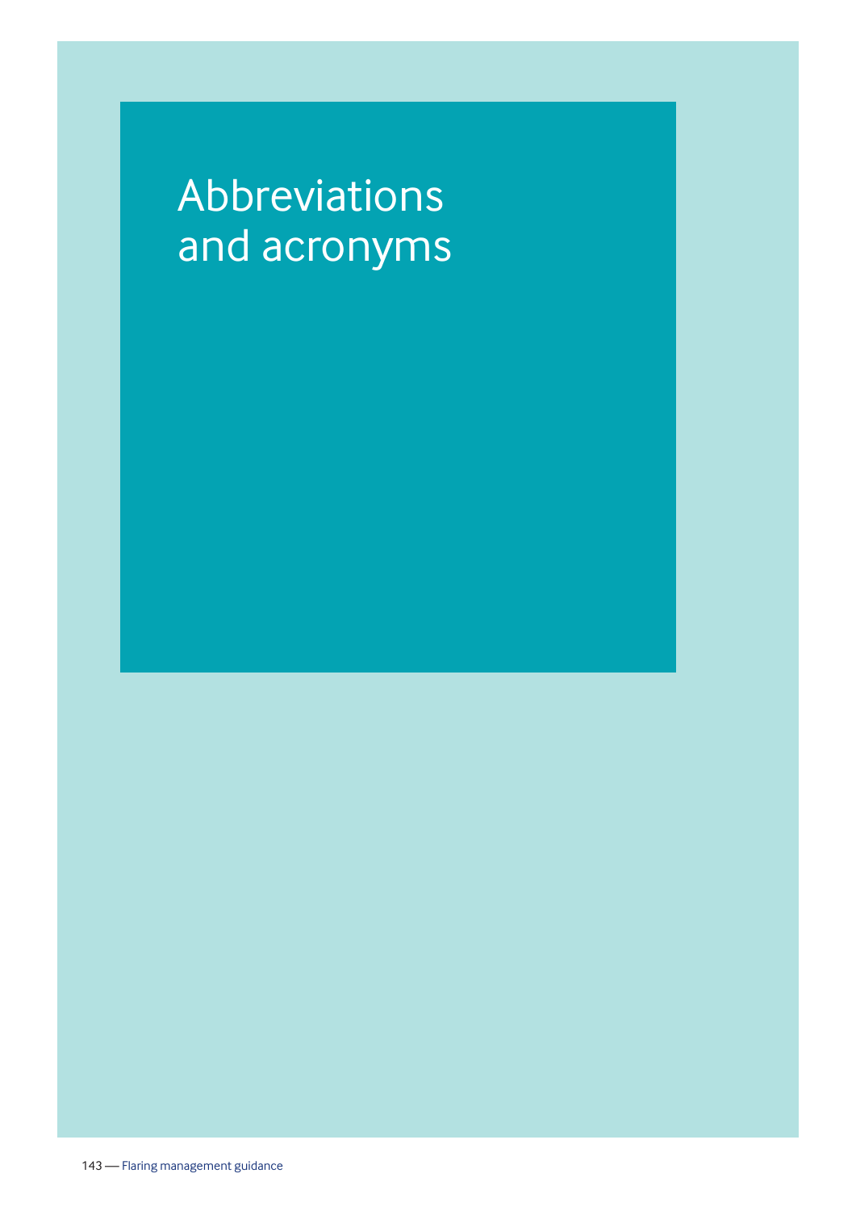# Abbreviations and acronyms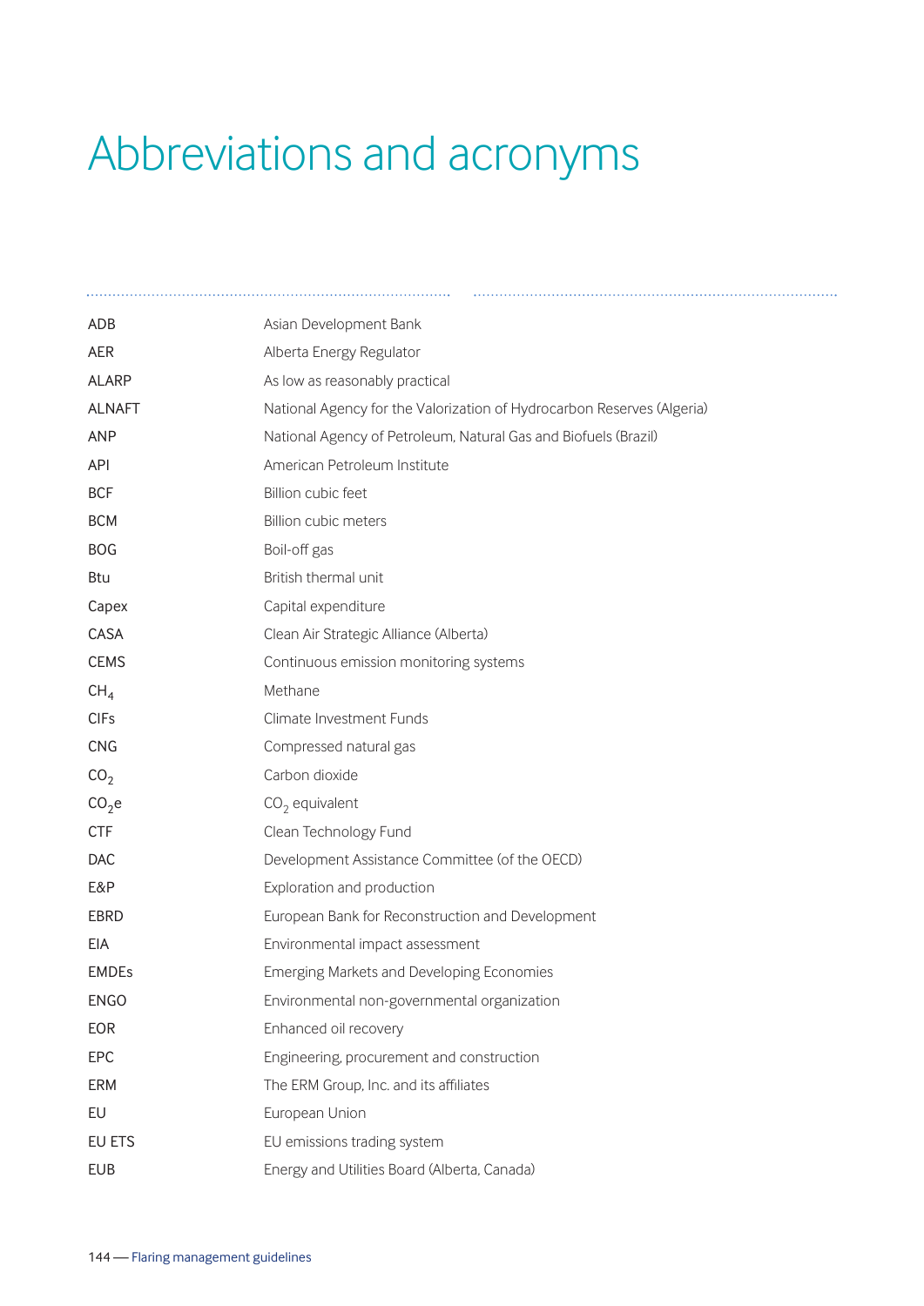# Abbreviations and acronyms

| | |
|---|---|
| ADB | Asian Development Bank |
| AER | Alberta Energy Regulator |
| ALARP | As low as reasonably practical |
| ALNAFT | National Agency for the Valorization of Hydrocarbon Reserves (Algeria) |
| ANP | National Agency of Petroleum, Natural Gas and Biofuels (Brazil) |
| API | American Petroleum Institute |
| BCF | Billion cubic feet |
| BCM | Billion cubic meters |
| BOG | Boil-off gas |
| Btu | British thermal unit |
| Capex | Capital expenditure |
| CASA | Clean Air Strategic Alliance (Alberta) |
| CEMS | Continuous emission monitoring systems |
| $CH_4$ | Methane |
| CIFs | Climate Investment Funds |
| CNG | Compressed natural gas |
| $CO_2$ | Carbon dioxide |
| $CO_2e$ | $CO_2$ equivalent |
| CTF | Clean Technology Fund |
| DAC | Development Assistance Committee (of the OECD) |
| E&P | Exploration and production |
| EBRD | European Bank for Reconstruction and Development |
| EIA | Environmental impact assessment |
| EMDEs | Emerging Markets and Developing Economies |
| ENGO | Environmental non-governmental organization |
| EOR | Enhanced oil recovery |
| EPC | Engineering, procurement and construction |
| ERM | The ERM Group, Inc. and its affiliates |
| EU | European Union |
| EU ETS | EU emissions trading system |
| EUB | Energy and Utilities Board (Alberta, Canada) |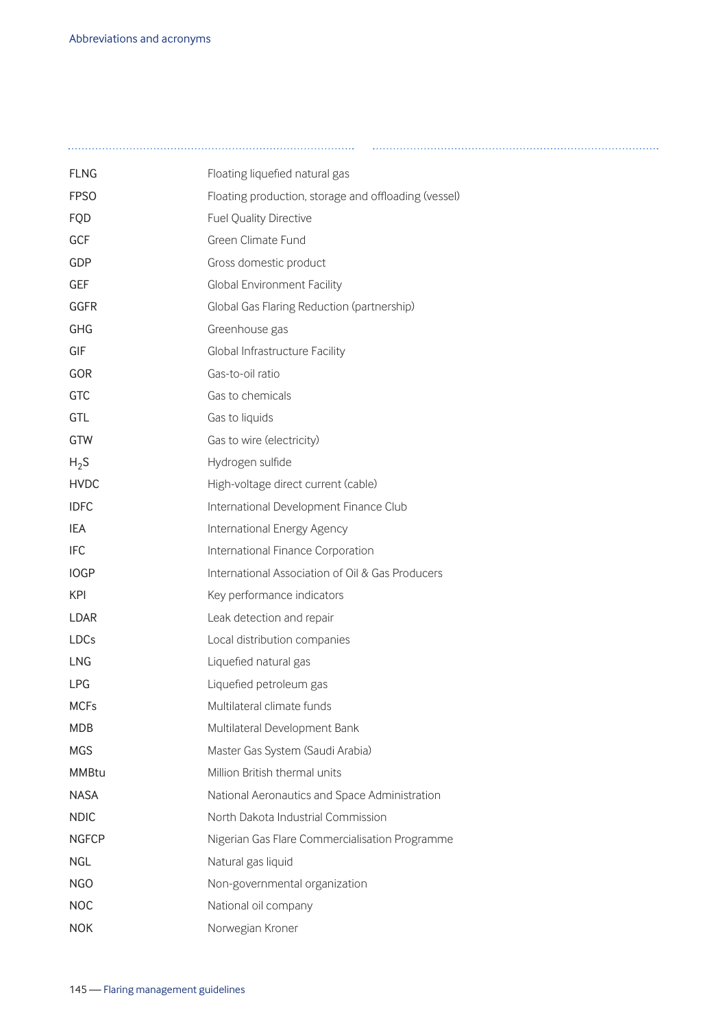| | |
|---|---|
| FLNG | Floating liquefied natural gas |
| FPSO | Floating production, storage and offloading (vessel) |
| FQD | Fuel Quality Directive |
| GCF | Green Climate Fund |
| GDP | Gross domestic product |
| GEF | Global Environment Facility |
| GGFR | Global Gas Flaring Reduction (partnership) |
| GHG | Greenhouse gas |
| GIF | Global Infrastructure Facility |
| GOR | Gas-to-oil ratio |
| GTC | Gas to chemicals |
| GTL | Gas to liquids |
| GTW | Gas to wire (electricity) |
| $H_2S$ | Hydrogen sulfide |
| HVDC | High-voltage direct current (cable) |
| IDFC | International Development Finance Club |
| IEA | International Energy Agency |
| IFC | International Finance Corporation |
| IOGP | International Association of Oil & Gas Producers |
| KPI | Key performance indicators |
| LDAR | Leak detection and repair |
| LDCs | Local distribution companies |
| LNG | Liquefied natural gas |
| LPG | Liquefied petroleum gas |
| MCFs | Multilateral climate funds |
| MDB | Multilateral Development Bank |
| MGS | Master Gas System (Saudi Arabia) |
| MMBtu | Million British thermal units |
| NASA | National Aeronautics and Space Administration |
| NDIC | North Dakota Industrial Commission |
| NGFCP | Nigerian Gas Flare Commercialisation Programme |
| NGL | Natural gas liquid |
| NGO | Non-governmental organization |
| NOC | National oil company |
| NOK | Norwegian Kroner |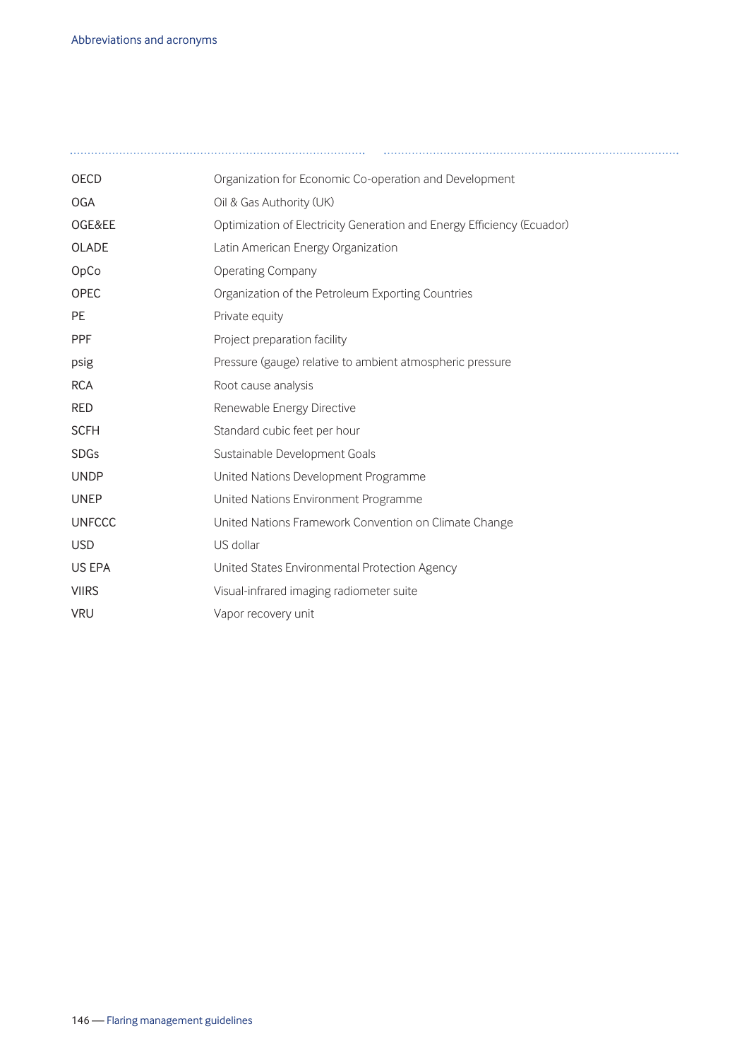| | |
|---|---|
| OECD | Organization for Economic Co-operation and Development |
| OGA | Oil & Gas Authority (UK) |
| OGE&EE | Optimization of Electricity Generation and Energy Efficiency (Ecuador) |
| OLADE | Latin American Energy Organization |
| OpCo | Operating Company |
| OPEC | Organization of the Petroleum Exporting Countries |
| PE | Private equity |
| PPF | Project preparation facility |
| psig | Pressure (gauge) relative to ambient atmospheric pressure |
| RCA | Root cause analysis |
| RED | Renewable Energy Directive |
| SCFH | Standard cubic feet per hour |
| SDGs | Sustainable Development Goals |
| UNDP | United Nations Development Programme |
| UNEP | United Nations Environment Programme |
| UNFCCC | United Nations Framework Convention on Climate Change |
| USD | US dollar |
| US EPA | United States Environmental Protection Agency |
| VIIRS | Visual-infrared imaging radiometer suite |
| VRU | Vapor recovery unit |